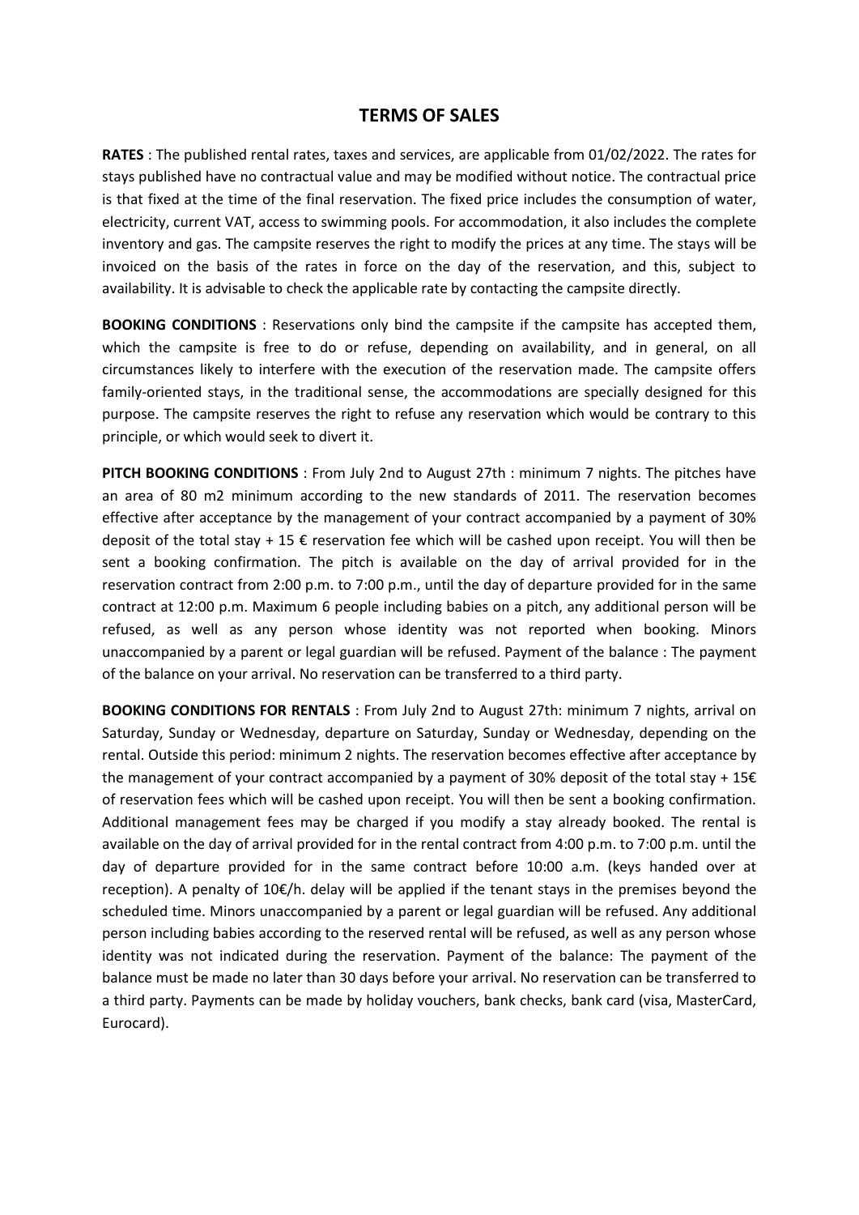# TERMS OF SALES

**RATES** : The published rental rates, taxes and services, are applicable from 01/02/2022. The rates for stays published have no contractual value and may be modified without notice. The contractual price is that fixed at the time of the final reservation. The fixed price includes the consumption of water, electricity, current VAT, access to swimming pools. For accommodation, it also includes the complete inventory and gas. The campsite reserves the right to modify the prices at any time. The stays will be invoiced on the basis of the rates in force on the day of the reservation, and this, subject to availability. It is advisable to check the applicable rate by contacting the campsite directly.

**BOOKING CONDITIONS** : Reservations only bind the campsite if the campsite has accepted them, which the campsite is free to do or refuse, depending on availability, and in general, on all circumstances likely to interfere with the execution of the reservation made. The campsite offers family-oriented stays, in the traditional sense, the accommodations are specially designed for this purpose. The campsite reserves the right to refuse any reservation which would be contrary to this principle, or which would seek to divert it.

**PITCH BOOKING CONDITIONS** : From July 2nd to August 27th : minimum 7 nights. The pitches have an area of 80 m2 minimum according to the new standards of 2011. The reservation becomes effective after acceptance by the management of your contract accompanied by a payment of 30% deposit of the total stay + 15 € reservation fee which will be cashed upon receipt. You will then be sent a booking confirmation. The pitch is available on the day of arrival provided for in the reservation contract from 2:00 p.m. to 7:00 p.m., until the day of departure provided for in the same contract at 12:00 p.m. Maximum 6 people including babies on a pitch, any additional person will be refused, as well as any person whose identity was not reported when booking. Minors unaccompanied by a parent or legal guardian will be refused. Payment of the balance : The payment of the balance on your arrival. No reservation can be transferred to a third party.

**BOOKING CONDITIONS FOR RENTALS** : From July 2nd to August 27th: minimum 7 nights, arrival on Saturday, Sunday or Wednesday, departure on Saturday, Sunday or Wednesday, depending on the rental. Outside this period: minimum 2 nights. The reservation becomes effective after acceptance by the management of your contract accompanied by a payment of 30% deposit of the total stay + 15€ of reservation fees which will be cashed upon receipt. You will then be sent a booking confirmation. Additional management fees may be charged if you modify a stay already booked. The rental is available on the day of arrival provided for in the rental contract from 4:00 p.m. to 7:00 p.m. until the day of departure provided for in the same contract before 10:00 a.m. (keys handed over at reception). A penalty of 10€/h. delay will be applied if the tenant stays in the premises beyond the scheduled time. Minors unaccompanied by a parent or legal guardian will be refused. Any additional person including babies according to the reserved rental will be refused, as well as any person whose identity was not indicated during the reservation. Payment of the balance: The payment of the balance must be made no later than 30 days before your arrival. No reservation can be transferred to a third party. Payments can be made by holiday vouchers, bank checks, bank card (visa, MasterCard, Eurocard).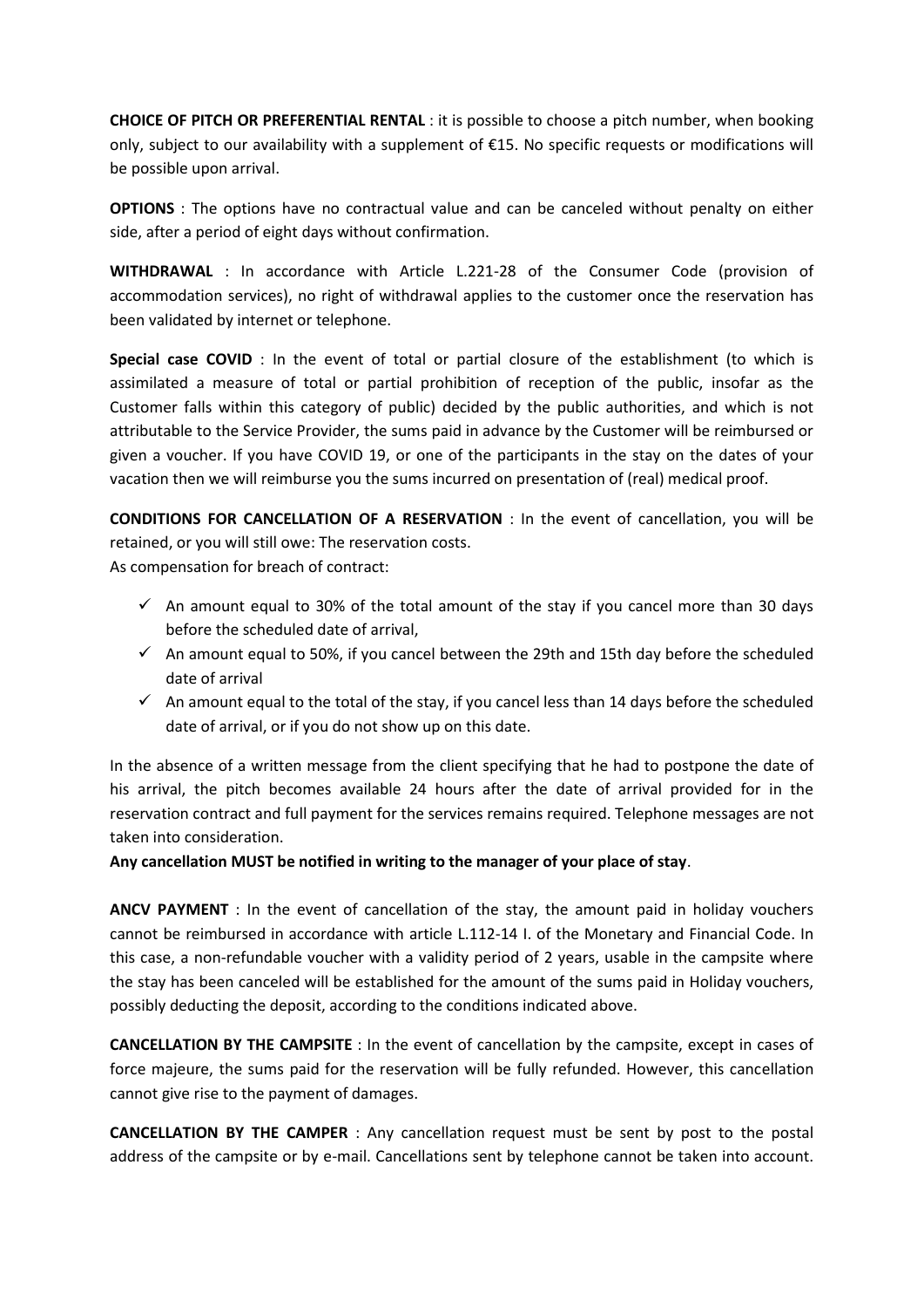**CHOICE OF PITCH OR PREFERENTIAL RENTAL** : it is possible to choose a pitch number, when booking only, subject to our availability with a supplement of €15. No specific requests or modifications will be possible upon arrival.

**OPTIONS** : The options have no contractual value and can be canceled without penalty on either side, after a period of eight days without confirmation.

**WITHDRAWAL** : In accordance with Article L.221-28 of the Consumer Code (provision of accommodation services), no right of withdrawal applies to the customer once the reservation has been validated by internet or telephone.

**Special case COVID** : In the event of total or partial closure of the establishment (to which is assimilated a measure of total or partial prohibition of reception of the public, insofar as the Customer falls within this category of public) decided by the public authorities, and which is not attributable to the Service Provider, the sums paid in advance by the Customer will be reimbursed or given a voucher. If you have COVID 19, or one of the participants in the stay on the dates of your vacation then we will reimburse you the sums incurred on presentation of (real) medical proof.

**CONDITIONS FOR CANCELLATION OF A RESERVATION** : In the event of cancellation, you will be retained, or you will still owe: The reservation costs.
As compensation for breach of contract:

- ✓ An amount equal to 30% of the total amount of the stay if you cancel more than 30 days before the scheduled date of arrival,
- ✓ An amount equal to 50%, if you cancel between the 29th and 15th day before the scheduled date of arrival
- ✓ An amount equal to the total of the stay, if you cancel less than 14 days before the scheduled date of arrival, or if you do not show up on this date.

In the absence of a written message from the client specifying that he had to postpone the date of his arrival, the pitch becomes available 24 hours after the date of arrival provided for in the reservation contract and full payment for the services remains required. Telephone messages are not taken into consideration.

**Any cancellation MUST be notified in writing to the manager of your place of stay**.

**ANCV PAYMENT** : In the event of cancellation of the stay, the amount paid in holiday vouchers cannot be reimbursed in accordance with article L.112-14 I. of the Monetary and Financial Code. In this case, a non-refundable voucher with a validity period of 2 years, usable in the campsite where the stay has been canceled will be established for the amount of the sums paid in Holiday vouchers, possibly deducting the deposit, according to the conditions indicated above.

**CANCELLATION BY THE CAMPSITE** : In the event of cancellation by the campsite, except in cases of force majeure, the sums paid for the reservation will be fully refunded. However, this cancellation cannot give rise to the payment of damages.

**CANCELLATION BY THE CAMPER** : Any cancellation request must be sent by post to the postal address of the campsite or by e-mail. Cancellations sent by telephone cannot be taken into account.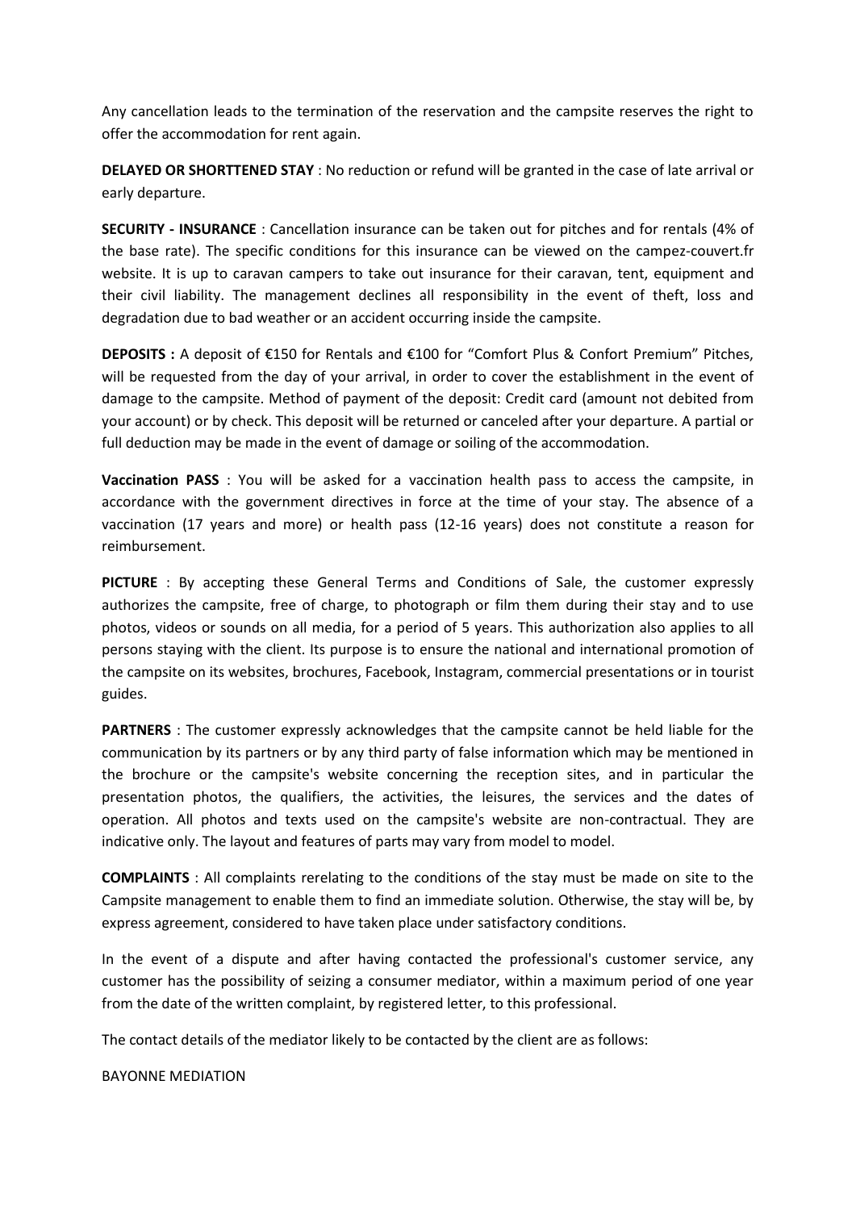Any cancellation leads to the termination of the reservation and the campsite reserves the right to offer the accommodation for rent again.

**DELAYED OR SHORTTENED STAY** : No reduction or refund will be granted in the case of late arrival or early departure.

**SECURITY - INSURANCE** : Cancellation insurance can be taken out for pitches and for rentals (4% of the base rate). The specific conditions for this insurance can be viewed on the campez-couvert.fr website. It is up to caravan campers to take out insurance for their caravan, tent, equipment and their civil liability. The management declines all responsibility in the event of theft, loss and degradation due to bad weather or an accident occurring inside the campsite.

**DEPOSITS :** A deposit of €150 for Rentals and €100 for "Comfort Plus & Confort Premium" Pitches, will be requested from the day of your arrival, in order to cover the establishment in the event of damage to the campsite. Method of payment of the deposit: Credit card (amount not debited from your account) or by check. This deposit will be returned or canceled after your departure. A partial or full deduction may be made in the event of damage or soiling of the accommodation.

**Vaccination PASS** : You will be asked for a vaccination health pass to access the campsite, in accordance with the government directives in force at the time of your stay. The absence of a vaccination (17 years and more) or health pass (12-16 years) does not constitute a reason for reimbursement.

**PICTURE** : By accepting these General Terms and Conditions of Sale, the customer expressly authorizes the campsite, free of charge, to photograph or film them during their stay and to use photos, videos or sounds on all media, for a period of 5 years. This authorization also applies to all persons staying with the client. Its purpose is to ensure the national and international promotion of the campsite on its websites, brochures, Facebook, Instagram, commercial presentations or in tourist guides.

**PARTNERS** : The customer expressly acknowledges that the campsite cannot be held liable for the communication by its partners or by any third party of false information which may be mentioned in the brochure or the campsite's website concerning the reception sites, and in particular the presentation photos, the qualifiers, the activities, the leisures, the services and the dates of operation. All photos and texts used on the campsite's website are non-contractual. They are indicative only. The layout and features of parts may vary from model to model.

**COMPLAINTS** : All complaints rerelating to the conditions of the stay must be made on site to the Campsite management to enable them to find an immediate solution. Otherwise, the stay will be, by express agreement, considered to have taken place under satisfactory conditions.

In the event of a dispute and after having contacted the professional's customer service, any customer has the possibility of seizing a consumer mediator, within a maximum period of one year from the date of the written complaint, by registered letter, to this professional.

The contact details of the mediator likely to be contacted by the client are as follows:

BAYONNE MEDIATION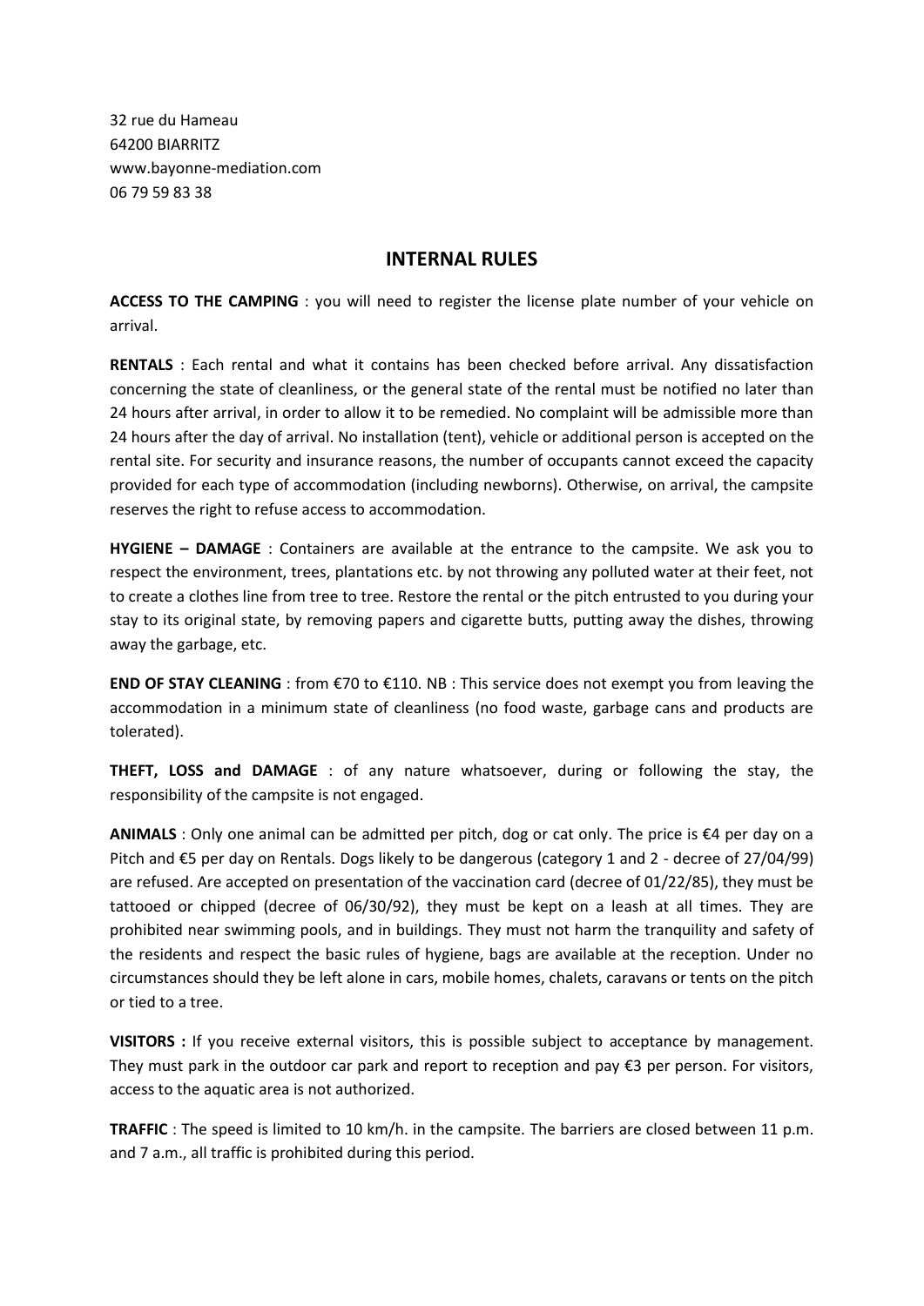32 rue du Hameau
64200 BIARRITZ
www.bayonne-mediation.com
06 79 59 83 38

## INTERNAL RULES

**ACCESS TO THE CAMPING** : you will need to register the license plate number of your vehicle on arrival.

**RENTALS** : Each rental and what it contains has been checked before arrival. Any dissatisfaction concerning the state of cleanliness, or the general state of the rental must be notified no later than 24 hours after arrival, in order to allow it to be remedied. No complaint will be admissible more than 24 hours after the day of arrival. No installation (tent), vehicle or additional person is accepted on the rental site. For security and insurance reasons, the number of occupants cannot exceed the capacity provided for each type of accommodation (including newborns). Otherwise, on arrival, the campsite reserves the right to refuse access to accommodation.

**HYGIENE – DAMAGE** : Containers are available at the entrance to the campsite. We ask you to respect the environment, trees, plantations etc. by not throwing any polluted water at their feet, not to create a clothes line from tree to tree. Restore the rental or the pitch entrusted to you during your stay to its original state, by removing papers and cigarette butts, putting away the dishes, throwing away the garbage, etc.

**END OF STAY CLEANING** : from €70 to €110. NB : This service does not exempt you from leaving the accommodation in a minimum state of cleanliness (no food waste, garbage cans and products are tolerated).

**THEFT, LOSS and DAMAGE** : of any nature whatsoever, during or following the stay, the responsibility of the campsite is not engaged.

**ANIMALS** : Only one animal can be admitted per pitch, dog or cat only. The price is €4 per day on a Pitch and €5 per day on Rentals. Dogs likely to be dangerous (category 1 and 2 - decree of 27/04/99) are refused. Are accepted on presentation of the vaccination card (decree of 01/22/85), they must be tattooed or chipped (decree of 06/30/92), they must be kept on a leash at all times. They are prohibited near swimming pools, and in buildings. They must not harm the tranquility and safety of the residents and respect the basic rules of hygiene, bags are available at the reception. Under no circumstances should they be left alone in cars, mobile homes, chalets, caravans or tents on the pitch or tied to a tree.

**VISITORS :** If you receive external visitors, this is possible subject to acceptance by management. They must park in the outdoor car park and report to reception and pay €3 per person. For visitors, access to the aquatic area is not authorized.

**TRAFFIC** : The speed is limited to 10 km/h. in the campsite. The barriers are closed between 11 p.m. and 7 a.m., all traffic is prohibited during this period.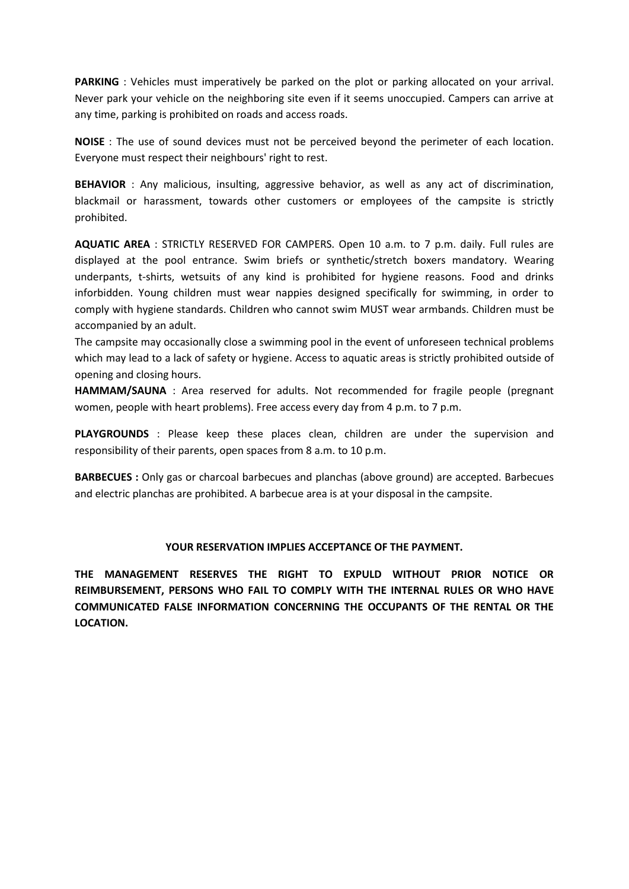**PARKING** : Vehicles must imperatively be parked on the plot or parking allocated on your arrival. Never park your vehicle on the neighboring site even if it seems unoccupied. Campers can arrive at any time, parking is prohibited on roads and access roads.

**NOISE** : The use of sound devices must not be perceived beyond the perimeter of each location. Everyone must respect their neighbours' right to rest.

**BEHAVIOR** : Any malicious, insulting, aggressive behavior, as well as any act of discrimination, blackmail or harassment, towards other customers or employees of the campsite is strictly prohibited.

**AQUATIC AREA** : STRICTLY RESERVED FOR CAMPERS. Open 10 a.m. to 7 p.m. daily. Full rules are displayed at the pool entrance. Swim briefs or synthetic/stretch boxers mandatory. Wearing underpants, t-shirts, wetsuits of any kind is prohibited for hygiene reasons. Food and drinks inforbidden. Young children must wear nappies designed specifically for swimming, in order to comply with hygiene standards. Children who cannot swim MUST wear armbands. Children must be accompanied by an adult.
The campsite may occasionally close a swimming pool in the event of unforeseen technical problems which may lead to a lack of safety or hygiene. Access to aquatic areas is strictly prohibited outside of opening and closing hours.

**HAMMAM/SAUNA** : Area reserved for adults. Not recommended for fragile people (pregnant women, people with heart problems). Free access every day from 4 p.m. to 7 p.m.

**PLAYGROUNDS** : Please keep these places clean, children are under the supervision and responsibility of their parents, open spaces from 8 a.m. to 10 p.m.

**BARBECUES :** Only gas or charcoal barbecues and planchas (above ground) are accepted. Barbecues and electric planchas are prohibited. A barbecue area is at your disposal in the campsite.

**YOUR RESERVATION IMPLIES ACCEPTANCE OF THE PAYMENT.**

**THE MANAGEMENT RESERVES THE RIGHT TO EXPULD WITHOUT PRIOR NOTICE OR REIMBURSEMENT, PERSONS WHO FAIL TO COMPLY WITH THE INTERNAL RULES OR WHO HAVE COMMUNICATED FALSE INFORMATION CONCERNING THE OCCUPANTS OF THE RENTAL OR THE LOCATION.**